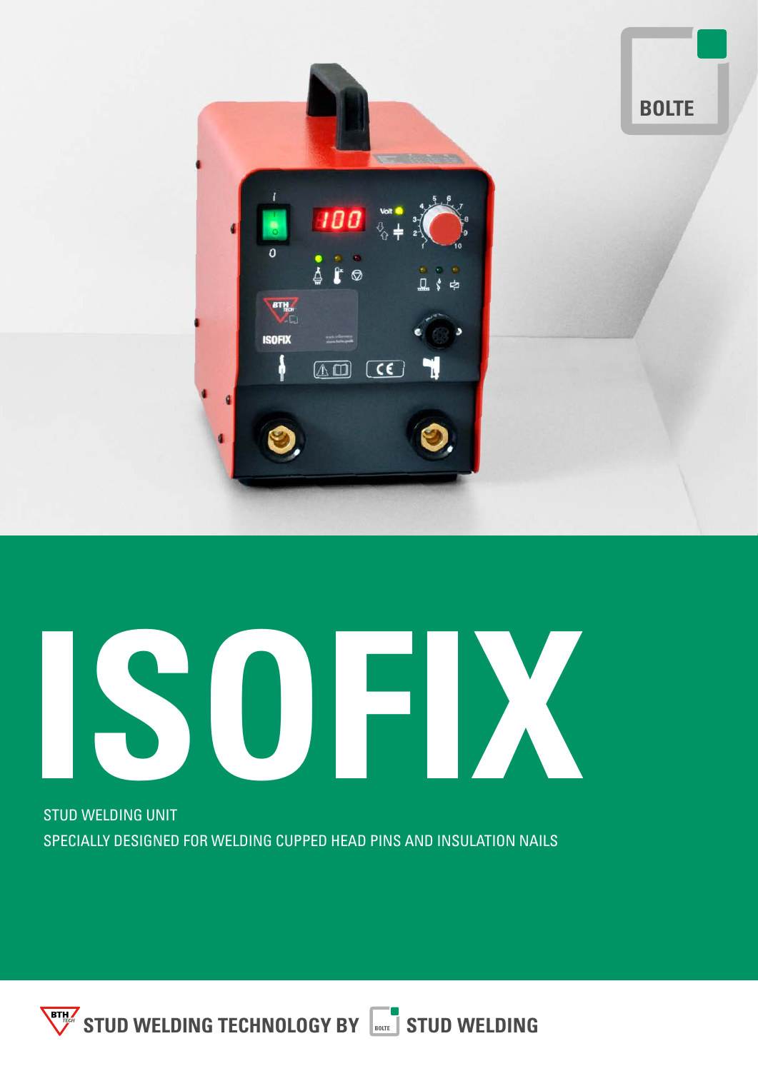BOLTE

# ISOFIX

STUD WELDING UNIT

SPECIALLY DESIGNED FOR WELDING CUPPED HEAD PINS AND INSULATION NAILS

STUD WELDING TECHNOLOGY BY BOLTE STUD WELDING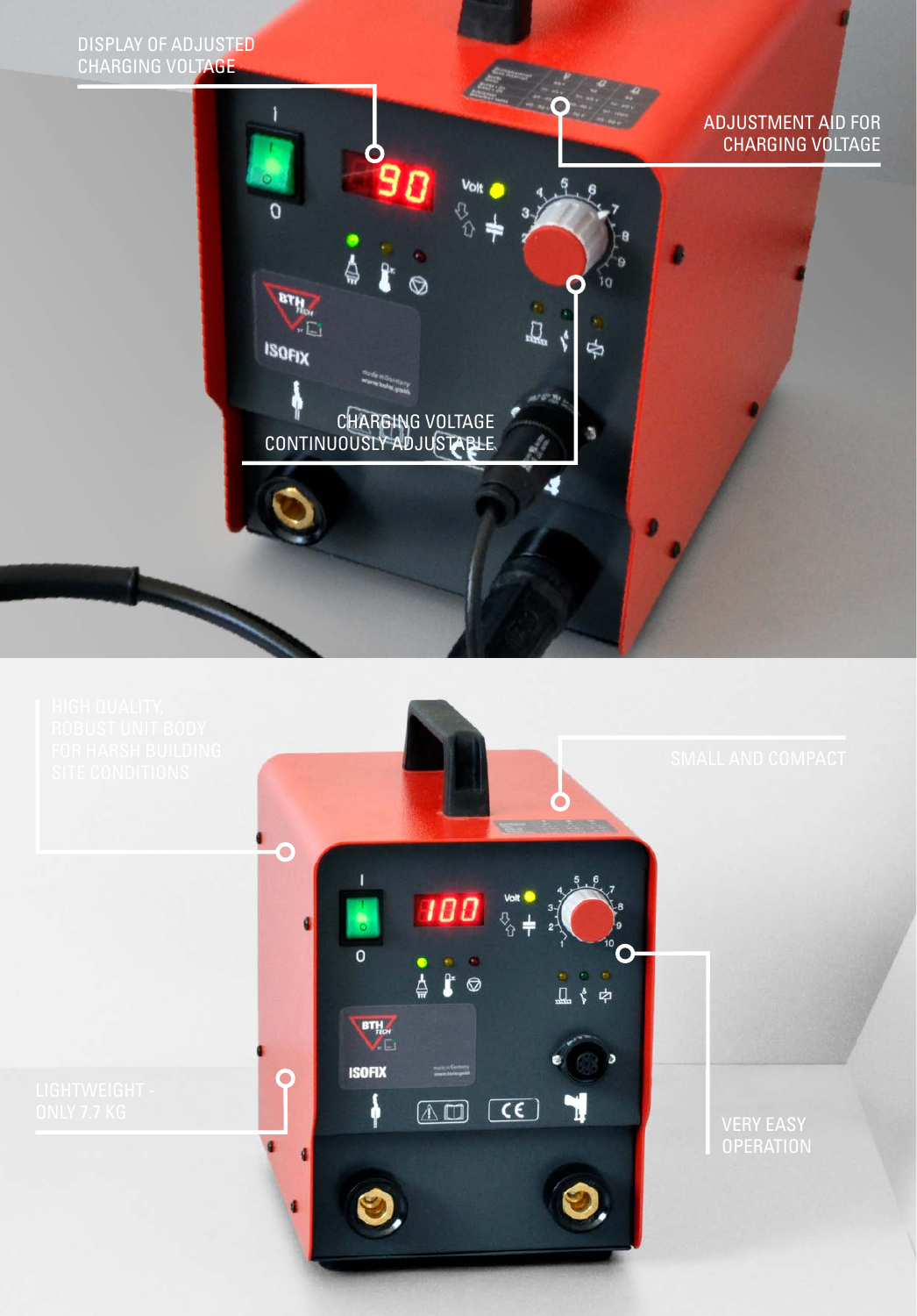DISPLAY OF ADJUSTED CHARGING VOLTAGE

ADJUSTMENT AID FOR CHARGING VOLTAGE

CHARGING VOLTAGE CONTINUOUSLY ADJUSTABLE

HIGH QUALITY, ROBUST UNIT BODY FOR HARSH BUILDING SITE CONDITIONS

SMALL AND COMPACT

LIGHTWEIGHT - ONLY 7.7 KG

VERY EASY OPERATION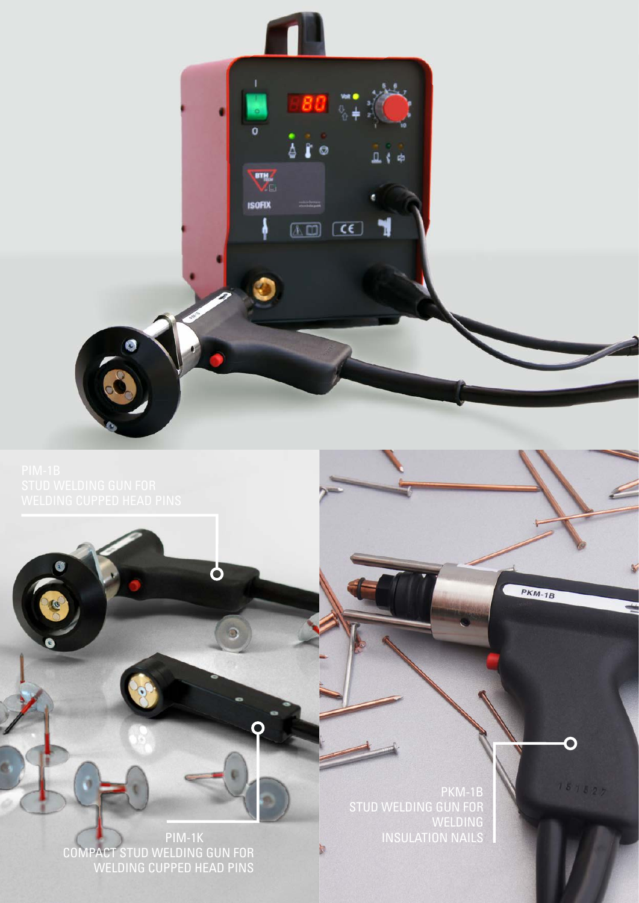PIM-1B
STUD WELDING GUN FOR
WELDING CUPPED HEAD PINS

PIM-1K
COMPACT STUD WELDING GUN FOR
WELDING CUPPED HEAD PINS

PKM-1B
STUD WELDING GUN FOR
WELDING
INSULATION NAILS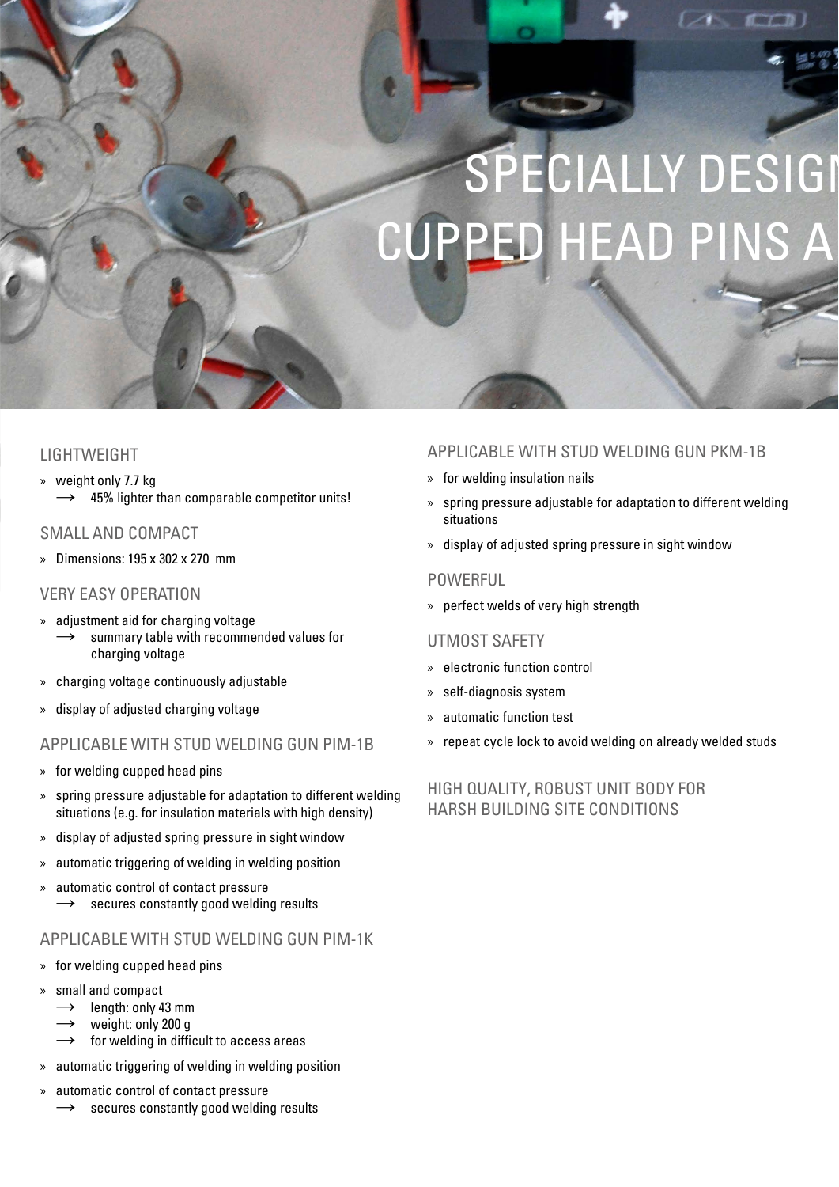# SPECIALLY DESIGN
# CUPPED HEAD PINS A

## LIGHTWEIGHT

- weight only 7.7 kg
  - → 45% lighter than comparable competitor units!

## SMALL AND COMPACT

- Dimensions: 195 x 302 x 270 mm

## VERY EASY OPERATION

- adjustment aid for charging voltage
  - → summary table with recommended values for charging voltage
- charging voltage continuously adjustable
- display of adjusted charging voltage

## APPLICABLE WITH STUD WELDING GUN PIM-1B

- for welding cupped head pins
- spring pressure adjustable for adaptation to different welding situations (e.g. for insulation materials with high density)
- display of adjusted spring pressure in sight window
- automatic triggering of welding in welding position
- automatic control of contact pressure
  - → secures constantly good welding results

## APPLICABLE WITH STUD WELDING GUN PIM-1K

- for welding cupped head pins
- small and compact
  - → length: only 43 mm
  - → weight: only 200 g
  - → for welding in difficult to access areas
- automatic triggering of welding in welding position
- automatic control of contact pressure
  - → secures constantly good welding results

## APPLICABLE WITH STUD WELDING GUN PKM-1B

- for welding insulation nails
- spring pressure adjustable for adaptation to different welding situations
- display of adjusted spring pressure in sight window

## POWERFUL

- perfect welds of very high strength

## UTMOST SAFETY

- electronic function control
- self-diagnosis system
- automatic function test
- repeat cycle lock to avoid welding on already welded studs

## HIGH QUALITY, ROBUST UNIT BODY FOR HARSH BUILDING SITE CONDITIONS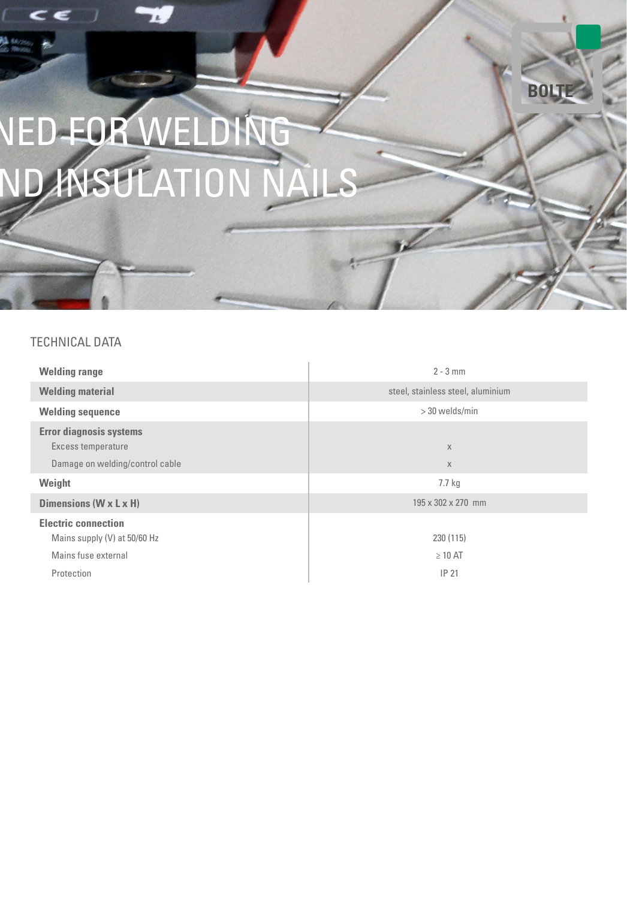NED FOR WELDING
ND INSULATION NAILS

BOLTE

## TECHNICAL DATA

| | |
|---|---|
| **Welding range** | 2 - 3 mm |
| **Welding material** | steel, stainless steel, aluminium |
| **Welding sequence** | > 30 welds/min |
| **Error diagnosis systems** | |
| Excess temperature | x |
| Damage on welding/control cable | x |
| **Weight** | 7.7 kg |
| **Dimensions (W x L x H)** | 195 x 302 x 270 mm |
| **Electric connection** | |
| Mains supply (V) at 50/60 Hz | 230 (115) |
| Mains fuse external | ≥ 10 AT |
| Protection | IP 21 |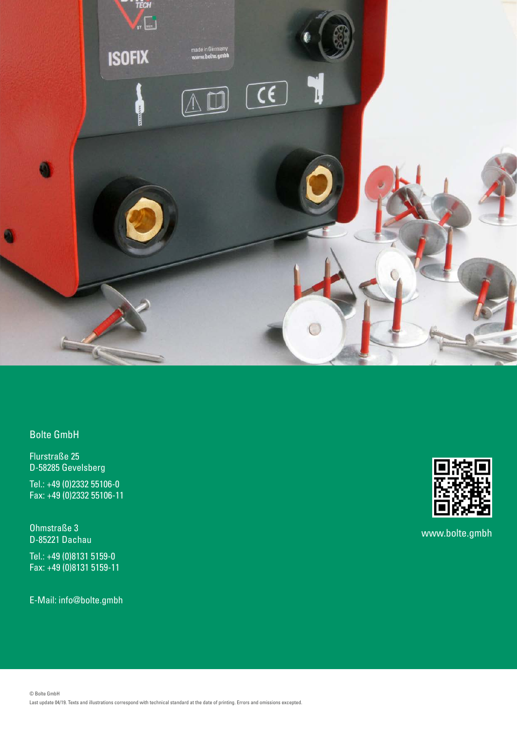Bolte GmbH

Flurstraße 25
D-58285 Gevelsberg

Tel.: +49 (0)2332 55106-0
Fax: +49 (0)2332 55106-11

Ohmstraße 3
D-85221 Dachau

Tel.: +49 (0)8131 5159-0
Fax: +49 (0)8131 5159-11

E-Mail: info@bolte.gmbh

www.bolte.gmbh

© Bolte GmbH
Last update 04/19. Texts and illustrations correspond with technical standard at the date of printing. Errors and omissions excepted.